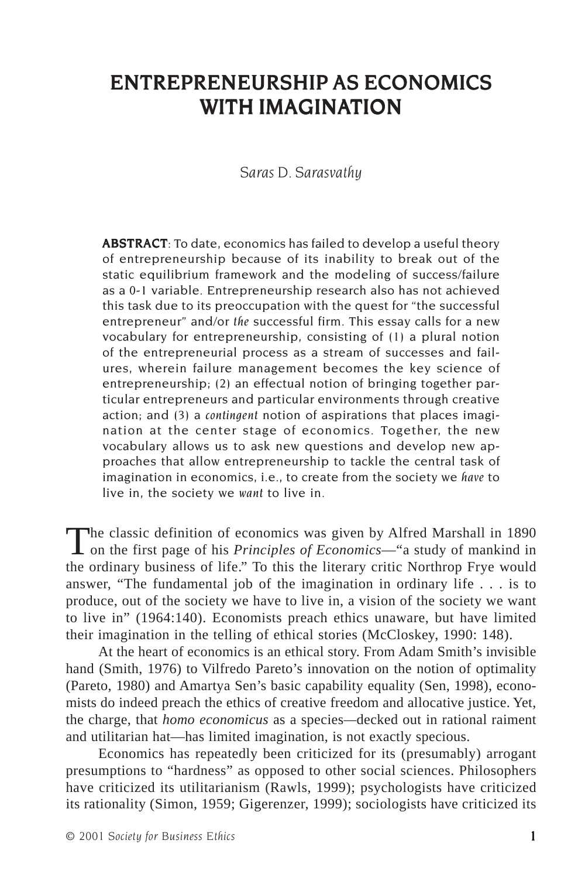# ENTREPRENEURSHIP AS ECONOMICS WITH IMAGINATION

*Saras D. Sarasvathy*

**ABSTRACT**: To date, economics has failed to develop a useful theory of entrepreneurship because of its inability to break out of the static equilibrium framework and the modeling of success/failure as a 0-1 variable. Entrepreneurship research also has not achieved this task due to its preoccupation with the quest for "the successful entrepreneur" and/or *the* successful firm. This essay calls for a new vocabulary for entrepreneurship, consisting of (1) a plural notion of the entrepreneurial process as a stream of successes and failures, wherein failure management becomes the key science of entrepreneurship; (2) an effectual notion of bringing together particular entrepreneurs and particular environments through creative action; and (3) a *contingent* notion of aspirations that places imagination at the center stage of economics. Together, the new vocabulary allows us to ask new questions and develop new approaches that allow entrepreneurship to tackle the central task of imagination in economics, i.e., to create from the society we *have* to live in, the society we *want* to live in.

The classic definition of economics was given by Alfred Marshall in 1890 on the first page of his *Principles of Economics*—"a study of mankind in the ordinary business of life." To this the literary critic Northrop Frye would answer, "The fundamental job of the imagination in ordinary life . . . is to produce, out of the society we have to live in, a vision of the society we want to live in" (1964:140). Economists preach ethics unaware, but have limited their imagination in the telling of ethical stories (McCloskey, 1990: 148).

At the heart of economics is an ethical story. From Adam Smith's invisible hand (Smith, 1976) to Vilfredo Pareto's innovation on the notion of optimality (Pareto, 1980) and Amartya Sen's basic capability equality (Sen, 1998), economists do indeed preach the ethics of creative freedom and allocative justice. Yet, the charge, that *homo economicus* as a species—decked out in rational raiment and utilitarian hat—has limited imagination, is not exactly specious.

Economics has repeatedly been criticized for its (presumably) arrogant presumptions to "hardness" as opposed to other social sciences. Philosophers have criticized its utilitarianism (Rawls, 1999); psychologists have criticized its rationality (Simon, 1959; Gigerenzer, 1999); sociologists have criticized its

© 2001 *Society for Business Ethics*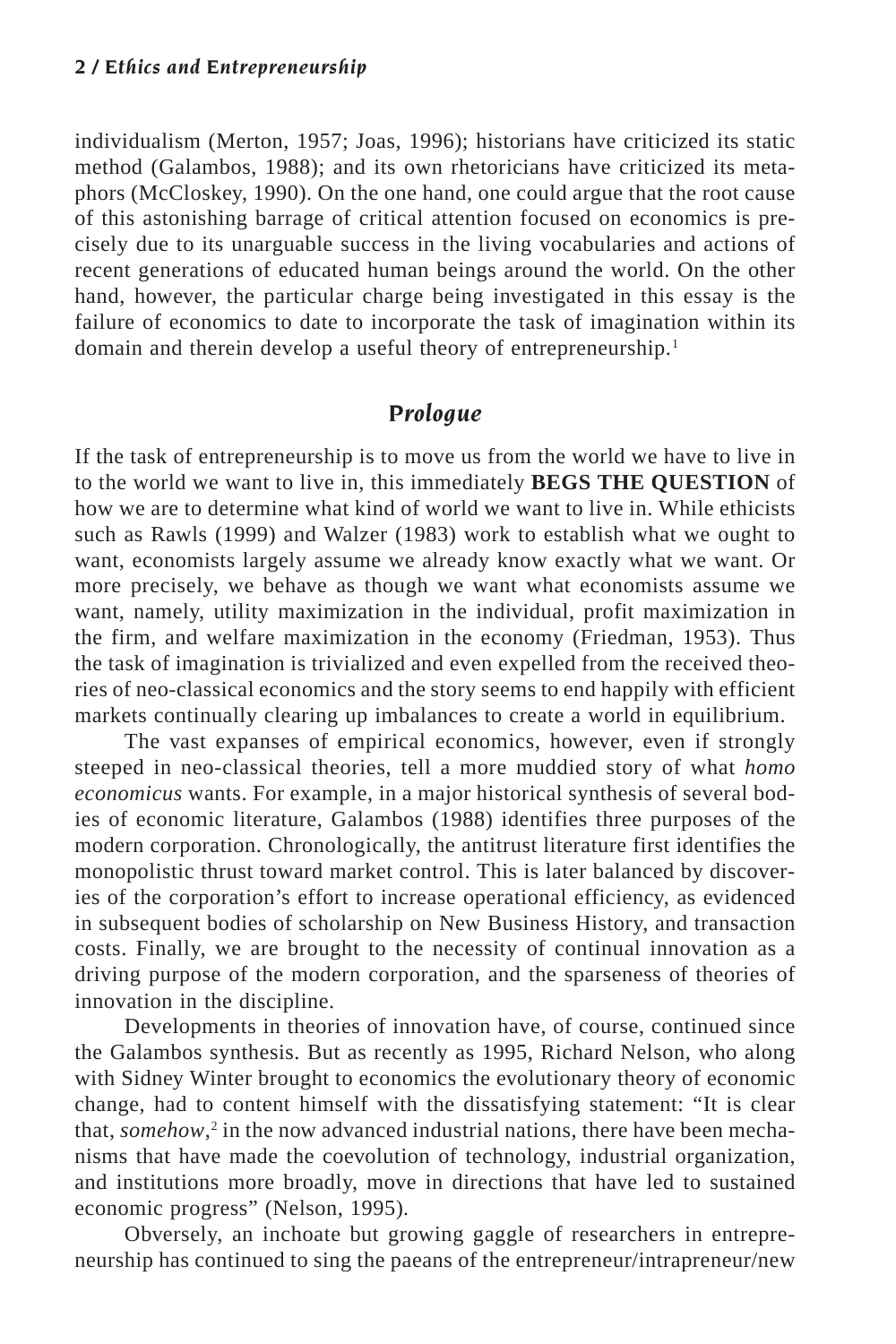individualism (Merton, 1957; Joas, 1996); historians have criticized its static method (Galambos, 1988); and its own rhetoricians have criticized its metaphors (McCloskey, 1990). On the one hand, one could argue that the root cause of this astonishing barrage of critical attention focused on economics is precisely due to its unarguable success in the living vocabularies and actions of recent generations of educated human beings around the world. On the other hand, however, the particular charge being investigated in this essay is the failure of economics to date to incorporate the task of imagination within its domain and therein develop a useful theory of entrepreneurship.[1]

## *Prologue*

If the task of entrepreneurship is to move us from the world we have to live in to the world we want to live in, this immediately **BEGS THE QUESTION** of how we are to determine what kind of world we want to live in. While ethicists such as Rawls (1999) and Walzer (1983) work to establish what we ought to want, economists largely assume we already know exactly what we want. Or more precisely, we behave as though we want what economists assume we want, namely, utility maximization in the individual, profit maximization in the firm, and welfare maximization in the economy (Friedman, 1953). Thus the task of imagination is trivialized and even expelled from the received theories of neo-classical economics and the story seems to end happily with efficient markets continually clearing up imbalances to create a world in equilibrium.

The vast expanses of empirical economics, however, even if strongly steeped in neo-classical theories, tell a more muddied story of what *homo economicus* wants. For example, in a major historical synthesis of several bodies of economic literature, Galambos (1988) identifies three purposes of the modern corporation. Chronologically, the antitrust literature first identifies the monopolistic thrust toward market control. This is later balanced by discoveries of the corporation's effort to increase operational efficiency, as evidenced in subsequent bodies of scholarship on New Business History, and transaction costs. Finally, we are brought to the necessity of continual innovation as a driving purpose of the modern corporation, and the sparseness of theories of innovation in the discipline.

Developments in theories of innovation have, of course, continued since the Galambos synthesis. But as recently as 1995, Richard Nelson, who along with Sidney Winter brought to economics the evolutionary theory of economic change, had to content himself with the dissatisfying statement: "It is clear that, *somehow*,[2] in the now advanced industrial nations, there have been mechanisms that have made the coevolution of technology, industrial organization, and institutions more broadly, move in directions that have led to sustained economic progress" (Nelson, 1995).

Obversely, an inchoate but growing gaggle of researchers in entrepreneurship has continued to sing the paeans of the entrepreneur/intrapreneur/new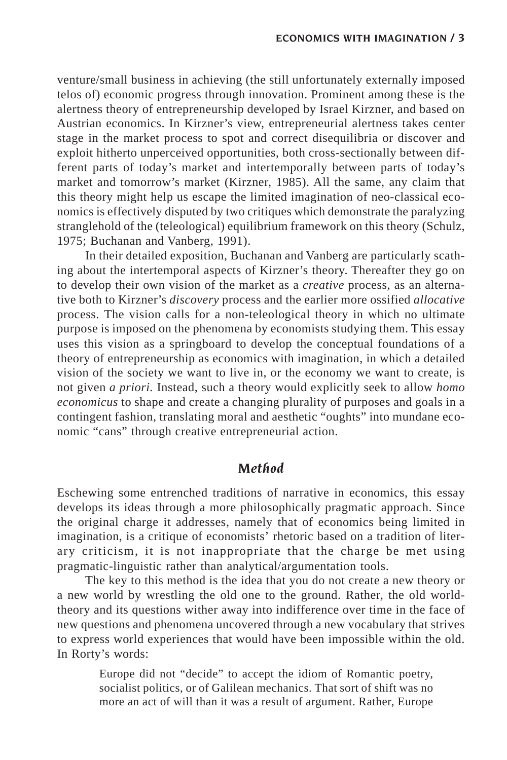venture/small business in achieving (the still unfortunately externally imposed telos of) economic progress through innovation. Prominent among these is the alertness theory of entrepreneurship developed by Israel Kirzner, and based on Austrian economics. In Kirzner's view, entrepreneurial alertness takes center stage in the market process to spot and correct disequilibria or discover and exploit hitherto unperceived opportunities, both cross-sectionally between different parts of today's market and intertemporally between parts of today's market and tomorrow's market (Kirzner, 1985). All the same, any claim that this theory might help us escape the limited imagination of neo-classical economics is effectively disputed by two critiques which demonstrate the paralyzing stranglehold of the (teleological) equilibrium framework on this theory (Schulz, 1975; Buchanan and Vanberg, 1991).

In their detailed exposition, Buchanan and Vanberg are particularly scathing about the intertemporal aspects of Kirzner's theory. Thereafter they go on to develop their own vision of the market as a *creative* process, as an alternative both to Kirzner's *discovery* process and the earlier more ossified *allocative* process. The vision calls for a non-teleological theory in which no ultimate purpose is imposed on the phenomena by economists studying them. This essay uses this vision as a springboard to develop the conceptual foundations of a theory of entrepreneurship as economics with imagination, in which a detailed vision of the society we want to live in, or the economy we want to create, is not given *a priori.* Instead, such a theory would explicitly seek to allow *homo economicus* to shape and create a changing plurality of purposes and goals in a contingent fashion, translating moral and aesthetic "oughts" into mundane economic "cans" through creative entrepreneurial action.

## Method

Eschewing some entrenched traditions of narrative in economics, this essay develops its ideas through a more philosophically pragmatic approach. Since the original charge it addresses, namely that of economics being limited in imagination, is a critique of economists' rhetoric based on a tradition of literary criticism, it is not inappropriate that the charge be met using pragmatic-linguistic rather than analytical/argumentation tools.

The key to this method is the idea that you do not create a new theory or a new world by wrestling the old one to the ground. Rather, the old world-theory and its questions wither away into indifference over time in the face of new questions and phenomena uncovered through a new vocabulary that strives to express world experiences that would have been impossible within the old. In Rorty's words:

> Europe did not "decide" to accept the idiom of Romantic poetry, socialist politics, or of Galilean mechanics. That sort of shift was no more an act of will than it was a result of argument. Rather, Europe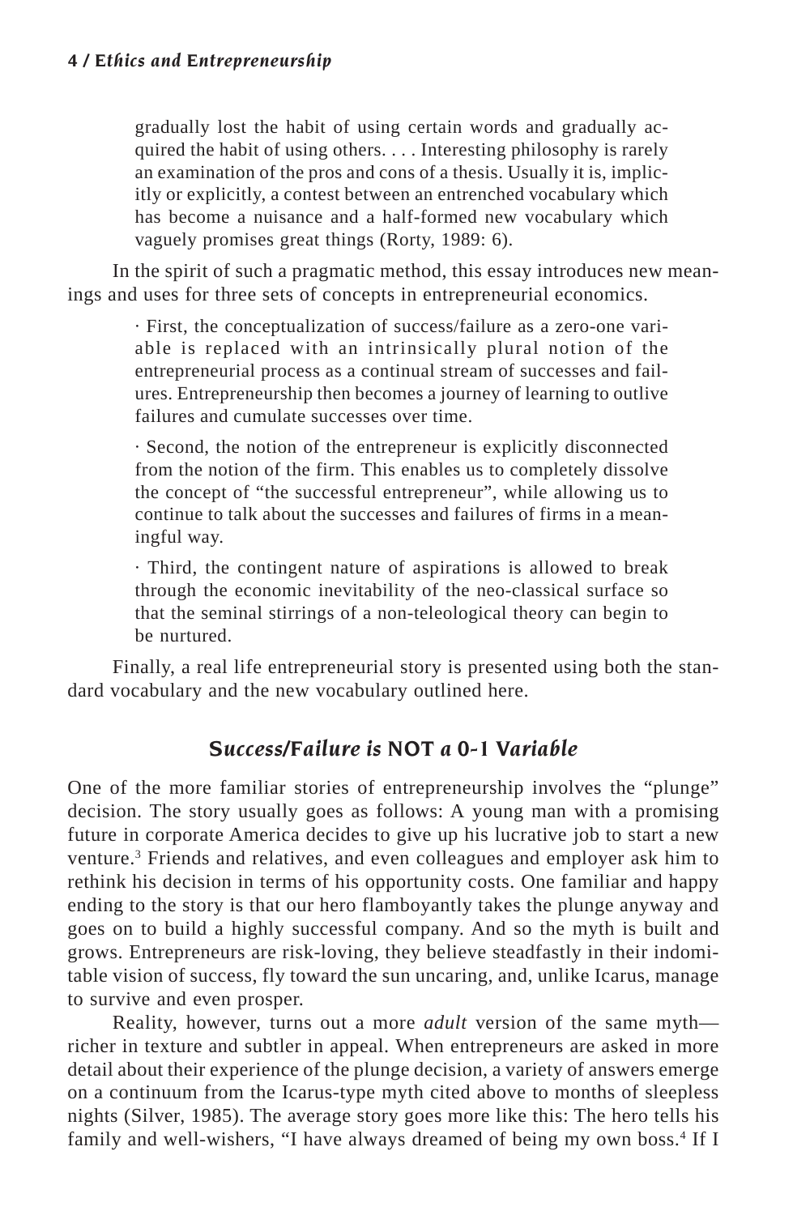> gradually lost the habit of using certain words and gradually acquired the habit of using others. . . . Interesting philosophy is rarely an examination of the pros and cons of a thesis. Usually it is, implicitly or explicitly, a contest between an entrenched vocabulary which has become a nuisance and a half-formed new vocabulary which vaguely promises great things (Rorty, 1989: 6).

In the spirit of such a pragmatic method, this essay introduces new meanings and uses for three sets of concepts in entrepreneurial economics.

> · First, the conceptualization of success/failure as a zero-one variable is replaced with an intrinsically plural notion of the entrepreneurial process as a continual stream of successes and failures. Entrepreneurship then becomes a journey of learning to outlive failures and cumulate successes over time.
>
> · Second, the notion of the entrepreneur is explicitly disconnected from the notion of the firm. This enables us to completely dissolve the concept of "the successful entrepreneur", while allowing us to continue to talk about the successes and failures of firms in a meaningful way.
>
> · Third, the contingent nature of aspirations is allowed to break through the economic inevitability of the neo-classical surface so that the seminal stirrings of a non-teleological theory can begin to be nurtured.

Finally, a real life entrepreneurial story is presented using both the standard vocabulary and the new vocabulary outlined here.

## *Success/Failure is* NOT *a* 0-1 *Variable*

One of the more familiar stories of entrepreneurship involves the "plunge" decision. The story usually goes as follows: A young man with a promising future in corporate America decides to give up his lucrative job to start a new venture.[3] Friends and relatives, and even colleagues and employer ask him to rethink his decision in terms of his opportunity costs. One familiar and happy ending to the story is that our hero flamboyantly takes the plunge anyway and goes on to build a highly successful company. And so the myth is built and grows. Entrepreneurs are risk-loving, they believe steadfastly in their indomitable vision of success, fly toward the sun uncaring, and, unlike Icarus, manage to survive and even prosper.

Reality, however, turns out a more *adult* version of the same myth—richer in texture and subtler in appeal. When entrepreneurs are asked in more detail about their experience of the plunge decision, a variety of answers emerge on a continuum from the Icarus-type myth cited above to months of sleepless nights (Silver, 1985). The average story goes more like this: The hero tells his family and well-wishers, "I have always dreamed of being my own boss.[4] If I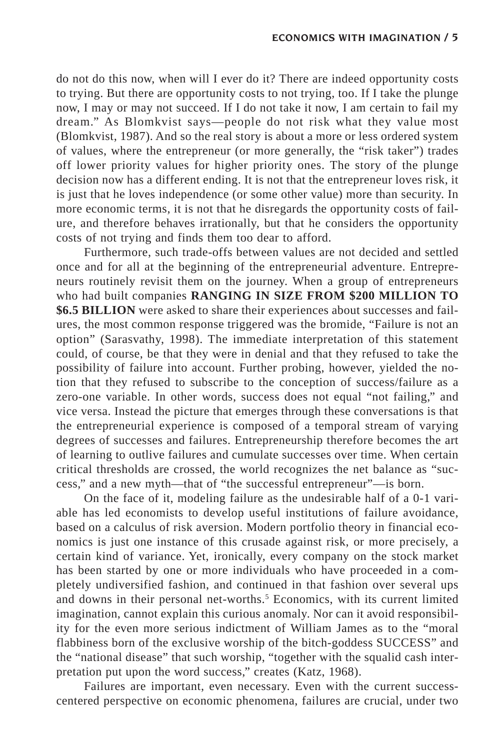do not do this now, when will I ever do it? There are indeed opportunity costs to trying. But there are opportunity costs to not trying, too. If I take the plunge now, I may or may not succeed. If I do not take it now, I am certain to fail my dream." As Blomkvist says—people do not risk what they value most (Blomkvist, 1987). And so the real story is about a more or less ordered system of values, where the entrepreneur (or more generally, the "risk taker") trades off lower priority values for higher priority ones. The story of the plunge decision now has a different ending. It is not that the entrepreneur loves risk, it is just that he loves independence (or some other value) more than security. In more economic terms, it is not that he disregards the opportunity costs of failure, and therefore behaves irrationally, but that he considers the opportunity costs of not trying and finds them too dear to afford.

Furthermore, such trade-offs between values are not decided and settled once and for all at the beginning of the entrepreneurial adventure. Entrepreneurs routinely revisit them on the journey. When a group of entrepreneurs who had built companies **RANGING IN SIZE FROM $200 MILLION TO $6.5 BILLION** were asked to share their experiences about successes and failures, the most common response triggered was the bromide, "Failure is not an option" (Sarasvathy, 1998). The immediate interpretation of this statement could, of course, be that they were in denial and that they refused to take the possibility of failure into account. Further probing, however, yielded the notion that they refused to subscribe to the conception of success/failure as a zero-one variable. In other words, success does not equal "not failing," and vice versa. Instead the picture that emerges through these conversations is that the entrepreneurial experience is composed of a temporal stream of varying degrees of successes and failures. Entrepreneurship therefore becomes the art of learning to outlive failures and cumulate successes over time. When certain critical thresholds are crossed, the world recognizes the net balance as "success," and a new myth—that of "the successful entrepreneur"—is born.

On the face of it, modeling failure as the undesirable half of a 0-1 variable has led economists to develop useful institutions of failure avoidance, based on a calculus of risk aversion. Modern portfolio theory in financial economics is just one instance of this crusade against risk, or more precisely, a certain kind of variance. Yet, ironically, every company on the stock market has been started by one or more individuals who have proceeded in a completely undiversified fashion, and continued in that fashion over several ups and downs in their personal net-worths.[5] Economics, with its current limited imagination, cannot explain this curious anomaly. Nor can it avoid responsibility for the even more serious indictment of William James as to the "moral flabbiness born of the exclusive worship of the bitch-goddess SUCCESS" and the "national disease" that such worship, "together with the squalid cash interpretation put upon the word success," creates (Katz, 1968).

Failures are important, even necessary. Even with the current success-centered perspective on economic phenomena, failures are crucial, under two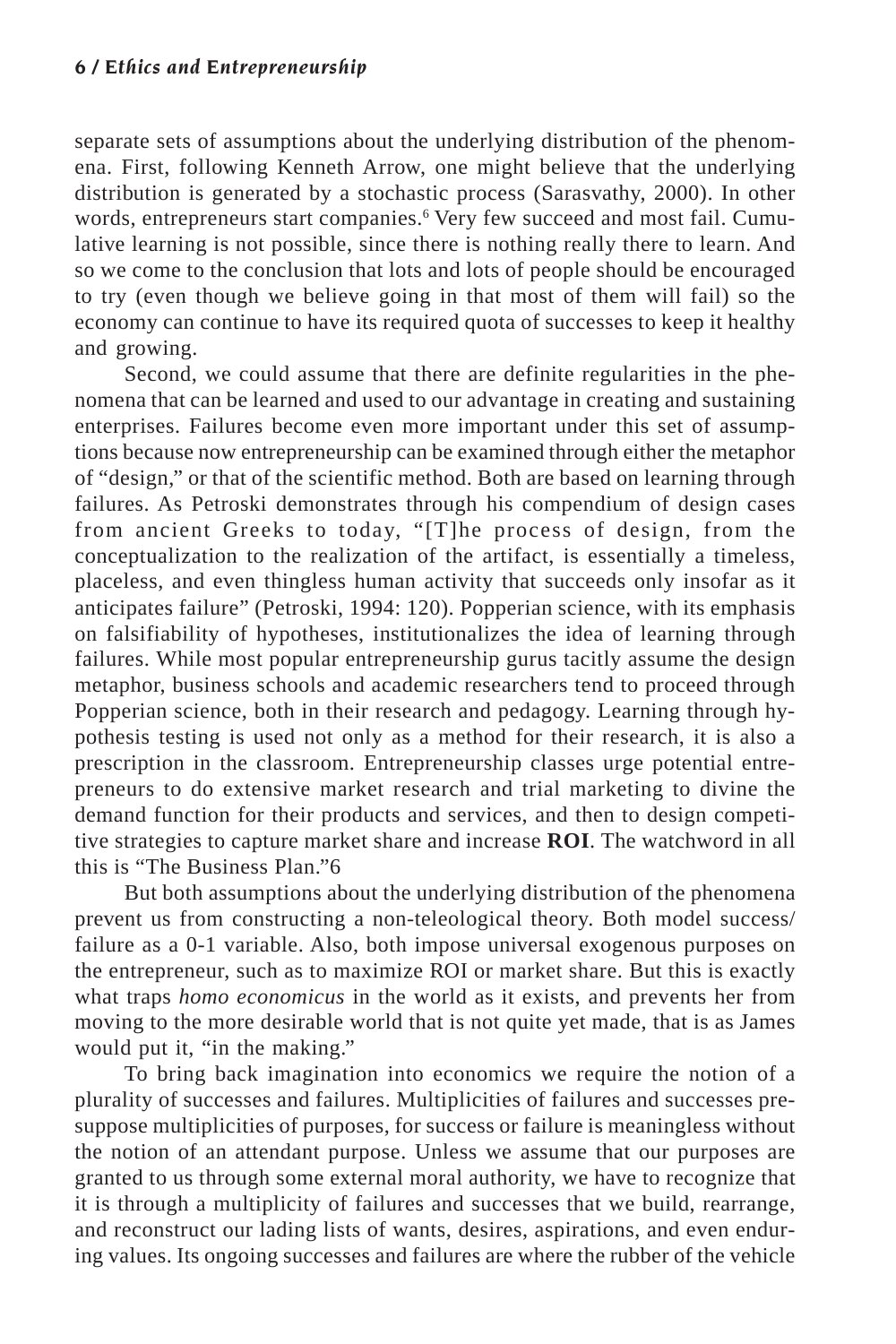separate sets of assumptions about the underlying distribution of the phenomena. First, following Kenneth Arrow, one might believe that the underlying distribution is generated by a stochastic process (Sarasvathy, 2000). In other words, entrepreneurs start companies.[6] Very few succeed and most fail. Cumulative learning is not possible, since there is nothing really there to learn. And so we come to the conclusion that lots and lots of people should be encouraged to try (even though we believe going in that most of them will fail) so the economy can continue to have its required quota of successes to keep it healthy and growing.

Second, we could assume that there are definite regularities in the phenomena that can be learned and used to our advantage in creating and sustaining enterprises. Failures become even more important under this set of assumptions because now entrepreneurship can be examined through either the metaphor of "design," or that of the scientific method. Both are based on learning through failures. As Petroski demonstrates through his compendium of design cases from ancient Greeks to today, "[T]he process of design, from the conceptualization to the realization of the artifact, is essentially a timeless, placeless, and even thingless human activity that succeeds only insofar as it anticipates failure" (Petroski, 1994: 120). Popperian science, with its emphasis on falsifiability of hypotheses, institutionalizes the idea of learning through failures. While most popular entrepreneurship gurus tacitly assume the design metaphor, business schools and academic researchers tend to proceed through Popperian science, both in their research and pedagogy. Learning through hypothesis testing is used not only as a method for their research, it is also a prescription in the classroom. Entrepreneurship classes urge potential entrepreneurs to do extensive market research and trial marketing to divine the demand function for their products and services, and then to design competitive strategies to capture market share and increase **ROI**. The watchword in all this is "The Business Plan."6

But both assumptions about the underlying distribution of the phenomena prevent us from constructing a non-teleological theory. Both model success/failure as a 0-1 variable. Also, both impose universal exogenous purposes on the entrepreneur, such as to maximize ROI or market share. But this is exactly what traps *homo economicus* in the world as it exists, and prevents her from moving to the more desirable world that is not quite yet made, that is as James would put it, "in the making."

To bring back imagination into economics we require the notion of a plurality of successes and failures. Multiplicities of failures and successes presuppose multiplicities of purposes, for success or failure is meaningless without the notion of an attendant purpose. Unless we assume that our purposes are granted to us through some external moral authority, we have to recognize that it is through a multiplicity of failures and successes that we build, rearrange, and reconstruct our lading lists of wants, desires, aspirations, and even enduring values. Its ongoing successes and failures are where the rubber of the vehicle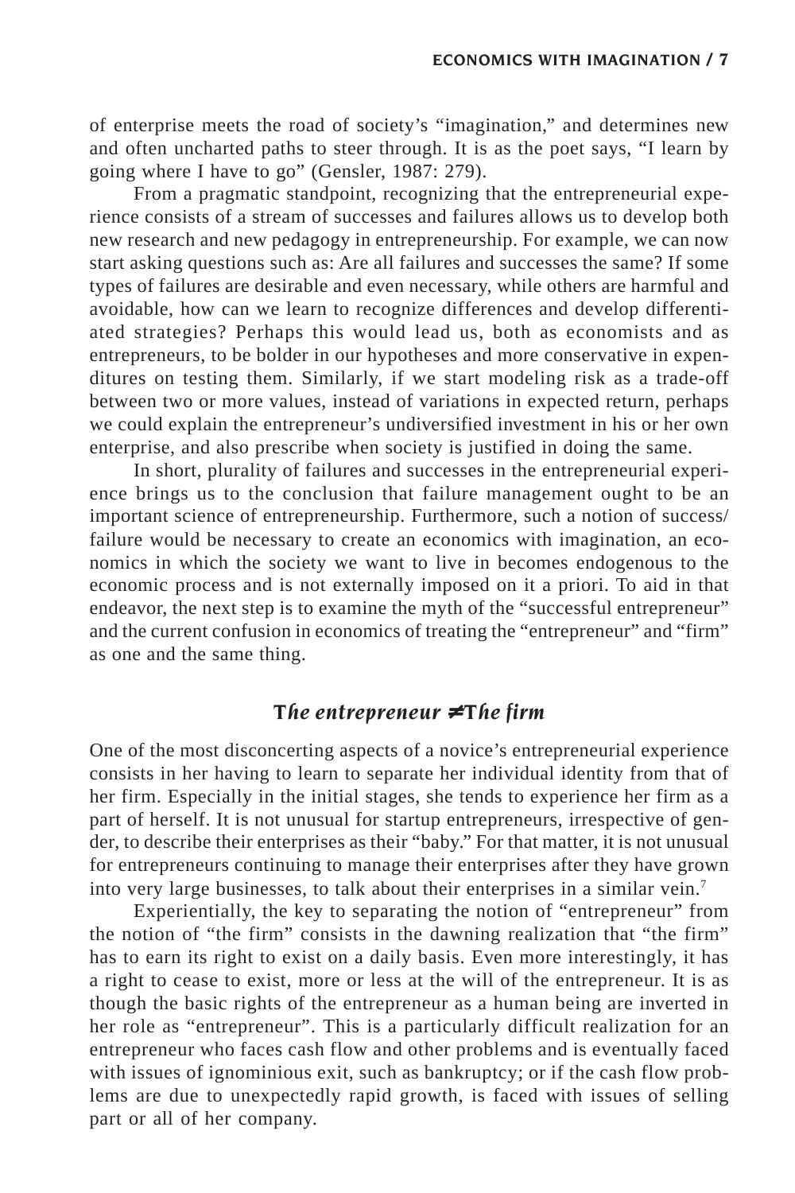of enterprise meets the road of society's "imagination," and determines new and often uncharted paths to steer through. It is as the poet says, "I learn by going where I have to go" (Gensler, 1987: 279).

From a pragmatic standpoint, recognizing that the entrepreneurial experience consists of a stream of successes and failures allows us to develop both new research and new pedagogy in entrepreneurship. For example, we can now start asking questions such as: Are all failures and successes the same? If some types of failures are desirable and even necessary, while others are harmful and avoidable, how can we learn to recognize differences and develop differentiated strategies? Perhaps this would lead us, both as economists and as entrepreneurs, to be bolder in our hypotheses and more conservative in expenditures on testing them. Similarly, if we start modeling risk as a trade-off between two or more values, instead of variations in expected return, perhaps we could explain the entrepreneur's undiversified investment in his or her own enterprise, and also prescribe when society is justified in doing the same.

In short, plurality of failures and successes in the entrepreneurial experience brings us to the conclusion that failure management ought to be an important science of entrepreneurship. Furthermore, such a notion of success/failure would be necessary to create an economics with imagination, an economics in which the society we want to live in becomes endogenous to the economic process and is not externally imposed on it a priori. To aid in that endeavor, the next step is to examine the myth of the "successful entrepreneur" and the current confusion in economics of treating the "entrepreneur" and "firm" as one and the same thing.

## *The entrepreneur ≠ The firm*

One of the most disconcerting aspects of a novice's entrepreneurial experience consists in her having to learn to separate her individual identity from that of her firm. Especially in the initial stages, she tends to experience her firm as a part of herself. It is not unusual for startup entrepreneurs, irrespective of gender, to describe their enterprises as their "baby." For that matter, it is not unusual for entrepreneurs continuing to manage their enterprises after they have grown into very large businesses, to talk about their enterprises in a similar vein.[7]

Experientially, the key to separating the notion of "entrepreneur" from the notion of "the firm" consists in the dawning realization that "the firm" has to earn its right to exist on a daily basis. Even more interestingly, it has a right to cease to exist, more or less at the will of the entrepreneur. It is as though the basic rights of the entrepreneur as a human being are inverted in her role as "entrepreneur". This is a particularly difficult realization for an entrepreneur who faces cash flow and other problems and is eventually faced with issues of ignominious exit, such as bankruptcy; or if the cash flow problems are due to unexpectedly rapid growth, is faced with issues of selling part or all of her company.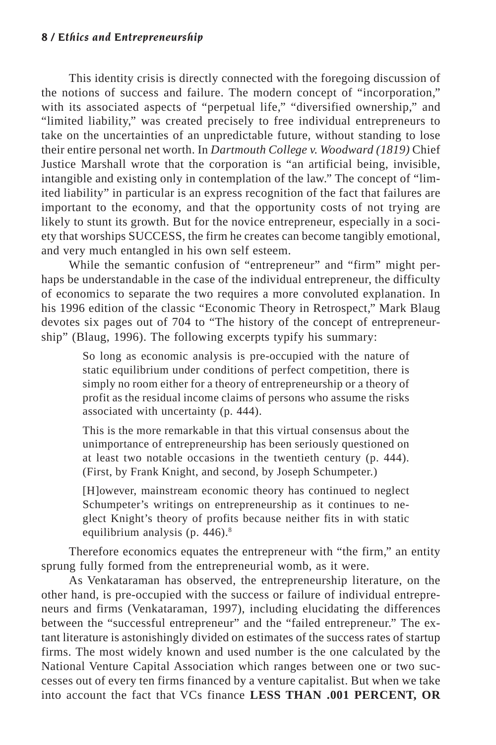This identity crisis is directly connected with the foregoing discussion of the notions of success and failure. The modern concept of "incorporation," with its associated aspects of "perpetual life," "diversified ownership," and "limited liability," was created precisely to free individual entrepreneurs to take on the uncertainties of an unpredictable future, without standing to lose their entire personal net worth. In *Dartmouth College v. Woodward (1819)* Chief Justice Marshall wrote that the corporation is "an artificial being, invisible, intangible and existing only in contemplation of the law." The concept of "limited liability" in particular is an express recognition of the fact that failures are important to the economy, and that the opportunity costs of not trying are likely to stunt its growth. But for the novice entrepreneur, especially in a society that worships SUCCESS, the firm he creates can become tangibly emotional, and very much entangled in his own self esteem.

While the semantic confusion of "entrepreneur" and "firm" might perhaps be understandable in the case of the individual entrepreneur, the difficulty of economics to separate the two requires a more convoluted explanation. In his 1996 edition of the classic "Economic Theory in Retrospect," Mark Blaug devotes six pages out of 704 to "The history of the concept of entrepreneurship" (Blaug, 1996). The following excerpts typify his summary:

> So long as economic analysis is pre-occupied with the nature of static equilibrium under conditions of perfect competition, there is simply no room either for a theory of entrepreneurship or a theory of profit as the residual income claims of persons who assume the risks associated with uncertainty (p. 444).
>
> This is the more remarkable in that this virtual consensus about the unimportance of entrepreneurship has been seriously questioned on at least two notable occasions in the twentieth century (p. 444). (First, by Frank Knight, and second, by Joseph Schumpeter.)
>
> [H]owever, mainstream economic theory has continued to neglect Schumpeter's writings on entrepreneurship as it continues to neglect Knight's theory of profits because neither fits in with static equilibrium analysis (p. 446).[8]

Therefore economics equates the entrepreneur with "the firm," an entity sprung fully formed from the entrepreneurial womb, as it were.

As Venkataraman has observed, the entrepreneurship literature, on the other hand, is pre-occupied with the success or failure of individual entrepreneurs and firms (Venkataraman, 1997), including elucidating the differences between the "successful entrepreneur" and the "failed entrepreneur." The extant literature is astonishingly divided on estimates of the success rates of startup firms. The most widely known and used number is the one calculated by the National Venture Capital Association which ranges between one or two successes out of every ten firms financed by a venture capitalist. But when we take into account the fact that VCs finance **LESS THAN .001 PERCENT, OR**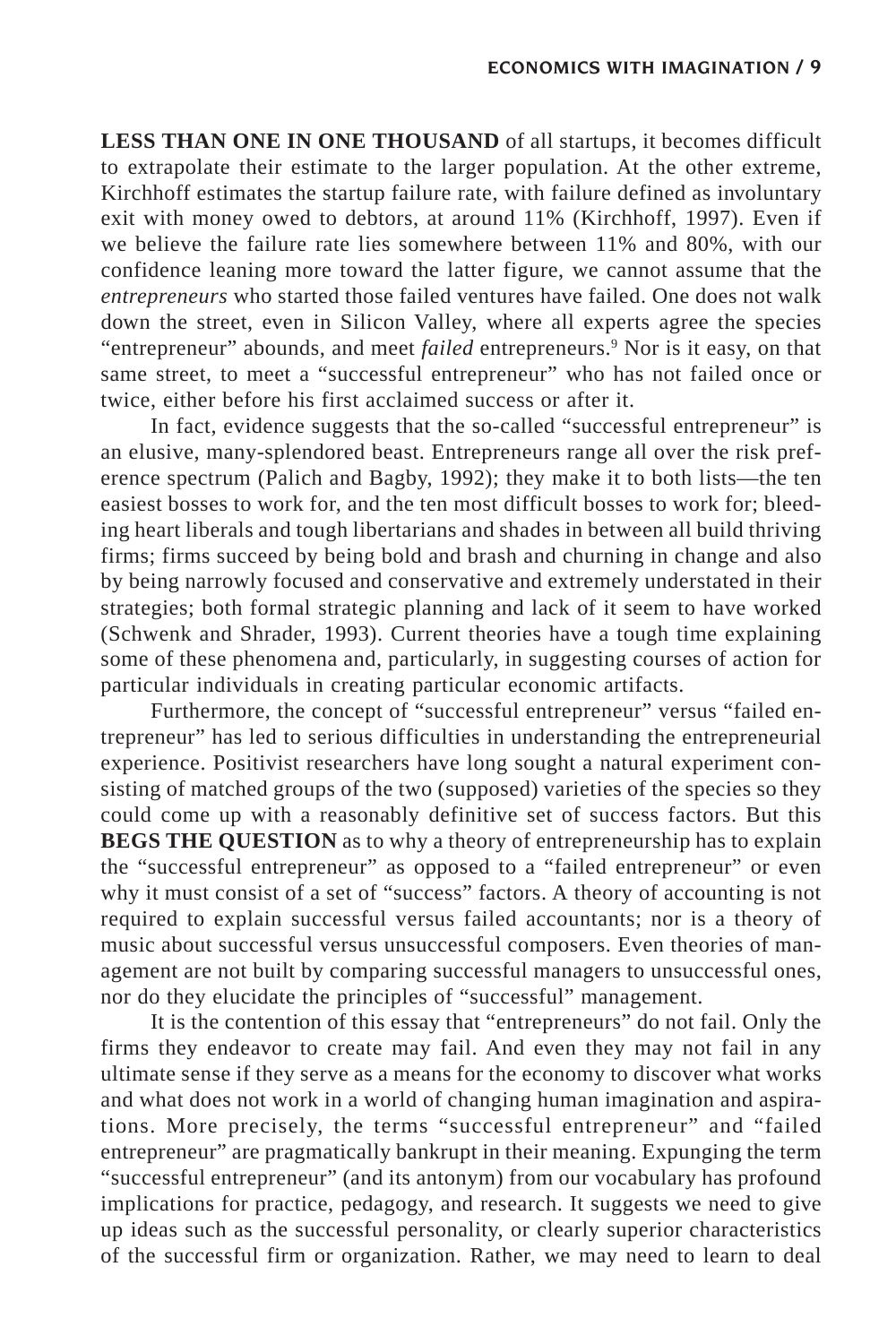**LESS THAN ONE IN ONE THOUSAND** of all startups, it becomes difficult to extrapolate their estimate to the larger population. At the other extreme, Kirchhoff estimates the startup failure rate, with failure defined as involuntary exit with money owed to debtors, at around 11% (Kirchhoff, 1997). Even if we believe the failure rate lies somewhere between 11% and 80%, with our confidence leaning more toward the latter figure, we cannot assume that the *entrepreneurs* who started those failed ventures have failed. One does not walk down the street, even in Silicon Valley, where all experts agree the species "entrepreneur" abounds, and meet *failed* entrepreneurs.[9] Nor is it easy, on that same street, to meet a "successful entrepreneur" who has not failed once or twice, either before his first acclaimed success or after it.

In fact, evidence suggests that the so-called "successful entrepreneur" is an elusive, many-splendored beast. Entrepreneurs range all over the risk preference spectrum (Palich and Bagby, 1992); they make it to both lists—the ten easiest bosses to work for, and the ten most difficult bosses to work for; bleeding heart liberals and tough libertarians and shades in between all build thriving firms; firms succeed by being bold and brash and churning in change and also by being narrowly focused and conservative and extremely understated in their strategies; both formal strategic planning and lack of it seem to have worked (Schwenk and Shrader, 1993). Current theories have a tough time explaining some of these phenomena and, particularly, in suggesting courses of action for particular individuals in creating particular economic artifacts.

Furthermore, the concept of "successful entrepreneur" versus "failed entrepreneur" has led to serious difficulties in understanding the entrepreneurial experience. Positivist researchers have long sought a natural experiment consisting of matched groups of the two (supposed) varieties of the species so they could come up with a reasonably definitive set of success factors. But this **BEGS THE QUESTION** as to why a theory of entrepreneurship has to explain the "successful entrepreneur" as opposed to a "failed entrepreneur" or even why it must consist of a set of "success" factors. A theory of accounting is not required to explain successful versus failed accountants; nor is a theory of music about successful versus unsuccessful composers. Even theories of management are not built by comparing successful managers to unsuccessful ones, nor do they elucidate the principles of "successful" management.

It is the contention of this essay that "entrepreneurs" do not fail. Only the firms they endeavor to create may fail. And even they may not fail in any ultimate sense if they serve as a means for the economy to discover what works and what does not work in a world of changing human imagination and aspirations. More precisely, the terms "successful entrepreneur" and "failed entrepreneur" are pragmatically bankrupt in their meaning. Expunging the term "successful entrepreneur" (and its antonym) from our vocabulary has profound implications for practice, pedagogy, and research. It suggests we need to give up ideas such as the successful personality, or clearly superior characteristics of the successful firm or organization. Rather, we may need to learn to deal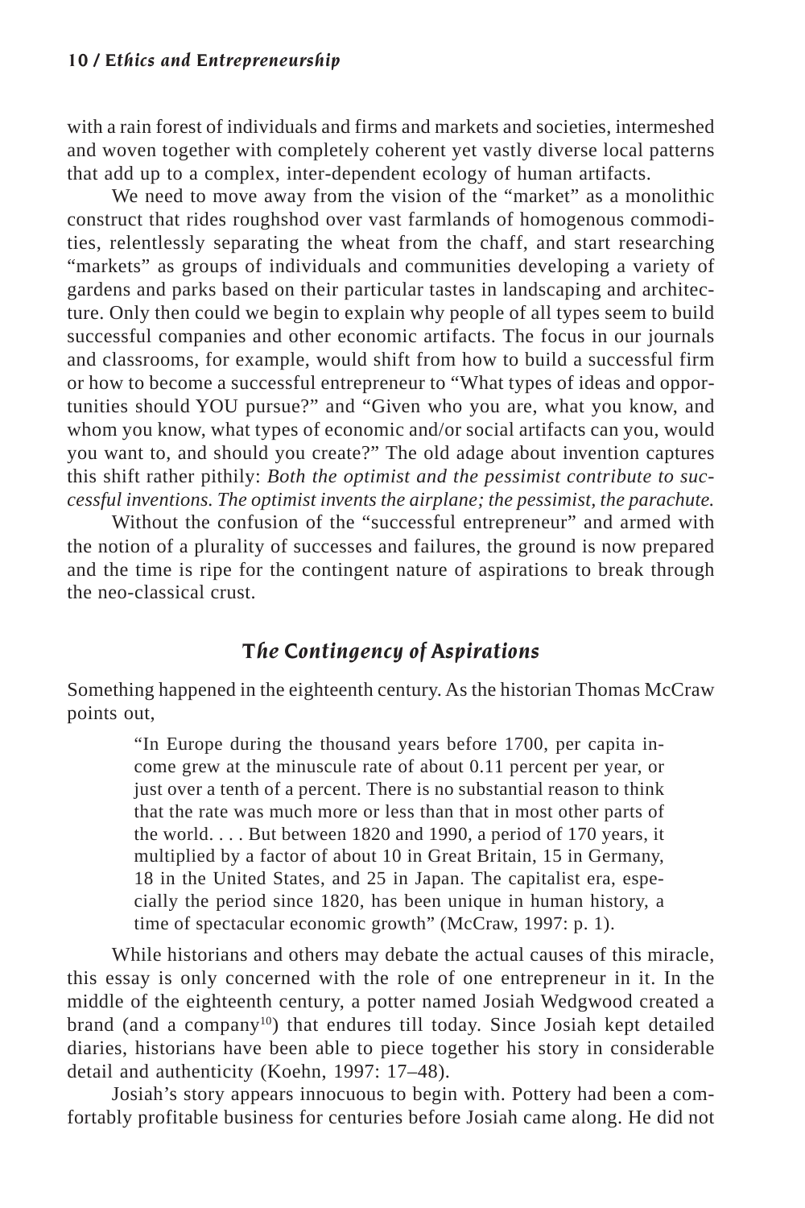with a rain forest of individuals and firms and markets and societies, intermeshed and woven together with completely coherent yet vastly diverse local patterns that add up to a complex, inter-dependent ecology of human artifacts.

We need to move away from the vision of the "market" as a monolithic construct that rides roughshod over vast farmlands of homogenous commodities, relentlessly separating the wheat from the chaff, and start researching "markets" as groups of individuals and communities developing a variety of gardens and parks based on their particular tastes in landscaping and architecture. Only then could we begin to explain why people of all types seem to build successful companies and other economic artifacts. The focus in our journals and classrooms, for example, would shift from how to build a successful firm or how to become a successful entrepreneur to "What types of ideas and opportunities should YOU pursue?" and "Given who you are, what you know, and whom you know, what types of economic and/or social artifacts can you, would you want to, and should you create?" The old adage about invention captures this shift rather pithily: *Both the optimist and the pessimist contribute to successful inventions. The optimist invents the airplane; the pessimist, the parachute.*

Without the confusion of the "successful entrepreneur" and armed with the notion of a plurality of successes and failures, the ground is now prepared and the time is ripe for the contingent nature of aspirations to break through the neo-classical crust.

## The Contingency of Aspirations

Something happened in the eighteenth century. As the historian Thomas McCraw points out,

> "In Europe during the thousand years before 1700, per capita income grew at the minuscule rate of about 0.11 percent per year, or just over a tenth of a percent. There is no substantial reason to think that the rate was much more or less than that in most other parts of the world. . . . But between 1820 and 1990, a period of 170 years, it multiplied by a factor of about 10 in Great Britain, 15 in Germany, 18 in the United States, and 25 in Japan. The capitalist era, especially the period since 1820, has been unique in human history, a time of spectacular economic growth" (McCraw, 1997: p. 1).

While historians and others may debate the actual causes of this miracle, this essay is only concerned with the role of one entrepreneur in it. In the middle of the eighteenth century, a potter named Josiah Wedgwood created a brand (and a company[10]) that endures till today. Since Josiah kept detailed diaries, historians have been able to piece together his story in considerable detail and authenticity (Koehn, 1997: 17–48).

Josiah's story appears innocuous to begin with. Pottery had been a comfortably profitable business for centuries before Josiah came along. He did not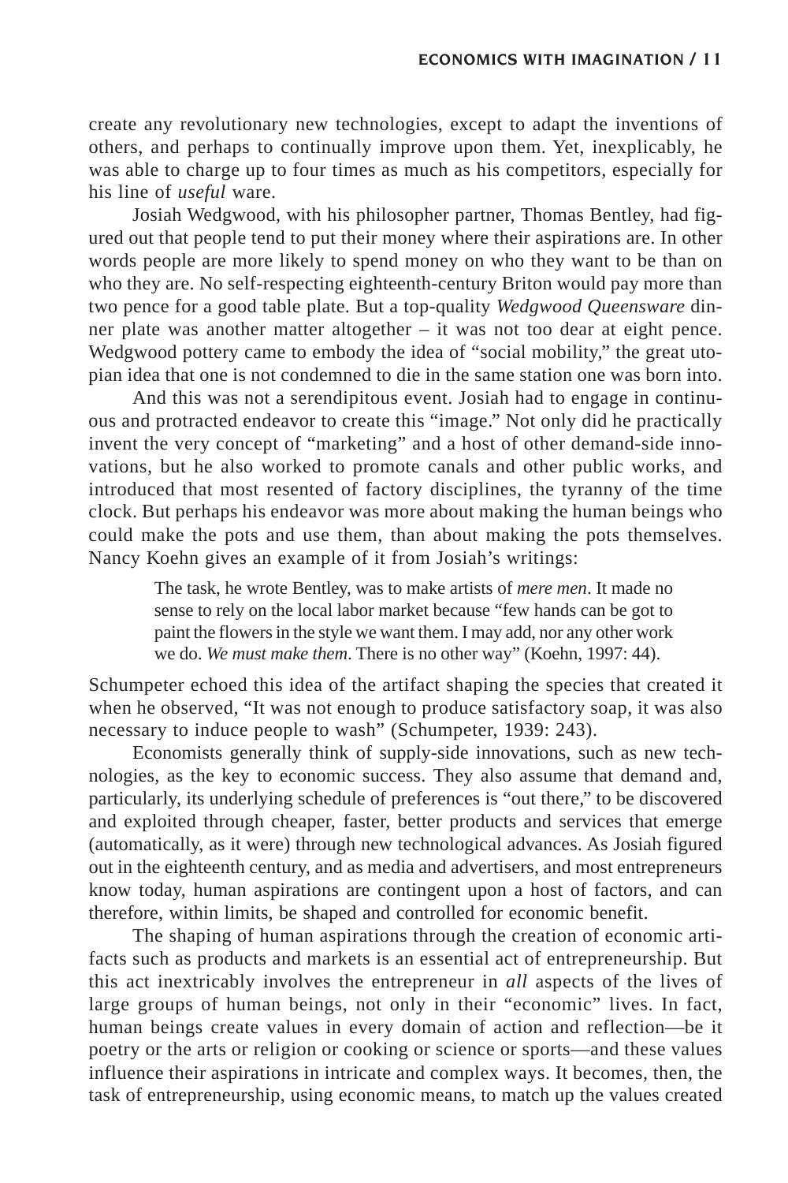create any revolutionary new technologies, except to adapt the inventions of others, and perhaps to continually improve upon them. Yet, inexplicably, he was able to charge up to four times as much as his competitors, especially for his line of *useful* ware.

Josiah Wedgwood, with his philosopher partner, Thomas Bentley, had figured out that people tend to put their money where their aspirations are. In other words people are more likely to spend money on who they want to be than on who they are. No self-respecting eighteenth-century Briton would pay more than two pence for a good table plate. But a top-quality *Wedgwood Queensware* dinner plate was another matter altogether – it was not too dear at eight pence. Wedgwood pottery came to embody the idea of "social mobility," the great utopian idea that one is not condemned to die in the same station one was born into.

And this was not a serendipitous event. Josiah had to engage in continuous and protracted endeavor to create this "image." Not only did he practically invent the very concept of "marketing" and a host of other demand-side innovations, but he also worked to promote canals and other public works, and introduced that most resented of factory disciplines, the tyranny of the time clock. But perhaps his endeavor was more about making the human beings who could make the pots and use them, than about making the pots themselves. Nancy Koehn gives an example of it from Josiah's writings:

> The task, he wrote Bentley, was to make artists of *mere men*. It made no sense to rely on the local labor market because "few hands can be got to paint the flowers in the style we want them. I may add, nor any other work we do. *We must make them*. There is no other way" (Koehn, 1997: 44).

Schumpeter echoed this idea of the artifact shaping the species that created it when he observed, "It was not enough to produce satisfactory soap, it was also necessary to induce people to wash" (Schumpeter, 1939: 243).

Economists generally think of supply-side innovations, such as new technologies, as the key to economic success. They also assume that demand and, particularly, its underlying schedule of preferences is "out there," to be discovered and exploited through cheaper, faster, better products and services that emerge (automatically, as it were) through new technological advances. As Josiah figured out in the eighteenth century, and as media and advertisers, and most entrepreneurs know today, human aspirations are contingent upon a host of factors, and can therefore, within limits, be shaped and controlled for economic benefit.

The shaping of human aspirations through the creation of economic artifacts such as products and markets is an essential act of entrepreneurship. But this act inextricably involves the entrepreneur in *all* aspects of the lives of large groups of human beings, not only in their "economic" lives. In fact, human beings create values in every domain of action and reflection—be it poetry or the arts or religion or cooking or science or sports—and these values influence their aspirations in intricate and complex ways. It becomes, then, the task of entrepreneurship, using economic means, to match up the values created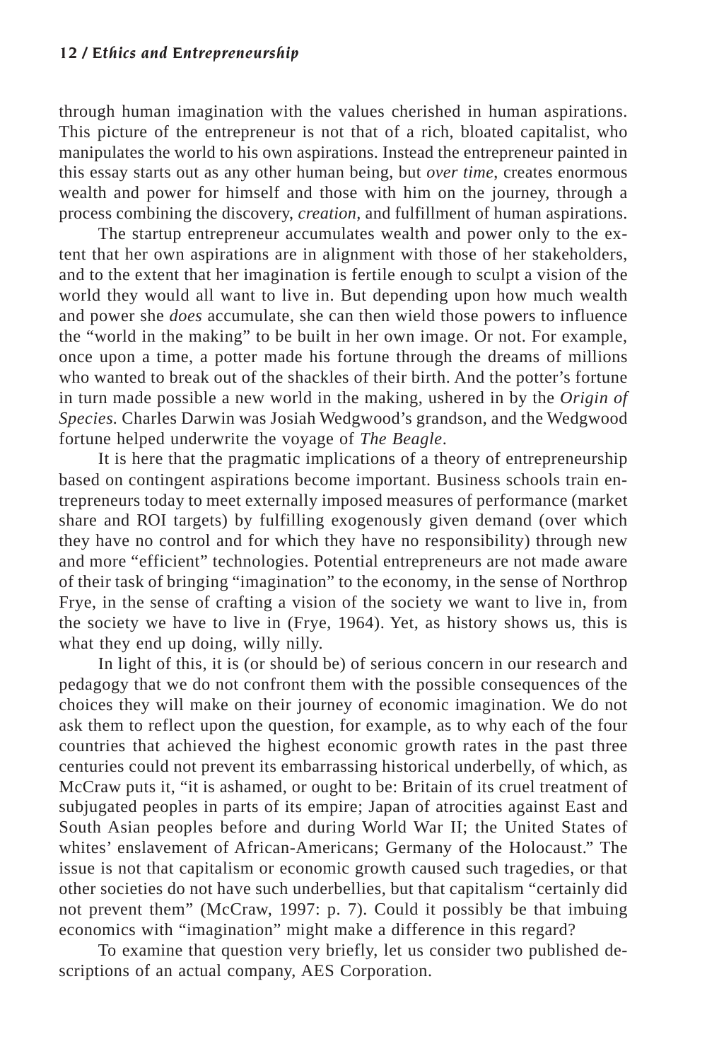through human imagination with the values cherished in human aspirations. This picture of the entrepreneur is not that of a rich, bloated capitalist, who manipulates the world to his own aspirations. Instead the entrepreneur painted in this essay starts out as any other human being, but *over time*, creates enormous wealth and power for himself and those with him on the journey, through a process combining the discovery, *creation*, and fulfillment of human aspirations.

The startup entrepreneur accumulates wealth and power only to the extent that her own aspirations are in alignment with those of her stakeholders, and to the extent that her imagination is fertile enough to sculpt a vision of the world they would all want to live in. But depending upon how much wealth and power she *does* accumulate, she can then wield those powers to influence the "world in the making" to be built in her own image. Or not. For example, once upon a time, a potter made his fortune through the dreams of millions who wanted to break out of the shackles of their birth. And the potter's fortune in turn made possible a new world in the making, ushered in by the *Origin of Species*. Charles Darwin was Josiah Wedgwood's grandson, and the Wedgwood fortune helped underwrite the voyage of *The Beagle*.

It is here that the pragmatic implications of a theory of entrepreneurship based on contingent aspirations become important. Business schools train entrepreneurs today to meet externally imposed measures of performance (market share and ROI targets) by fulfilling exogenously given demand (over which they have no control and for which they have no responsibility) through new and more "efficient" technologies. Potential entrepreneurs are not made aware of their task of bringing "imagination" to the economy, in the sense of Northrop Frye, in the sense of crafting a vision of the society we want to live in, from the society we have to live in (Frye, 1964). Yet, as history shows us, this is what they end up doing, willy nilly.

In light of this, it is (or should be) of serious concern in our research and pedagogy that we do not confront them with the possible consequences of the choices they will make on their journey of economic imagination. We do not ask them to reflect upon the question, for example, as to why each of the four countries that achieved the highest economic growth rates in the past three centuries could not prevent its embarrassing historical underbelly, of which, as McCraw puts it, "it is ashamed, or ought to be: Britain of its cruel treatment of subjugated peoples in parts of its empire; Japan of atrocities against East and South Asian peoples before and during World War II; the United States of whites' enslavement of African-Americans; Germany of the Holocaust." The issue is not that capitalism or economic growth caused such tragedies, or that other societies do not have such underbellies, but that capitalism "certainly did not prevent them" (McCraw, 1997: p. 7). Could it possibly be that imbuing economics with "imagination" might make a difference in this regard?

To examine that question very briefly, let us consider two published descriptions of an actual company, AES Corporation.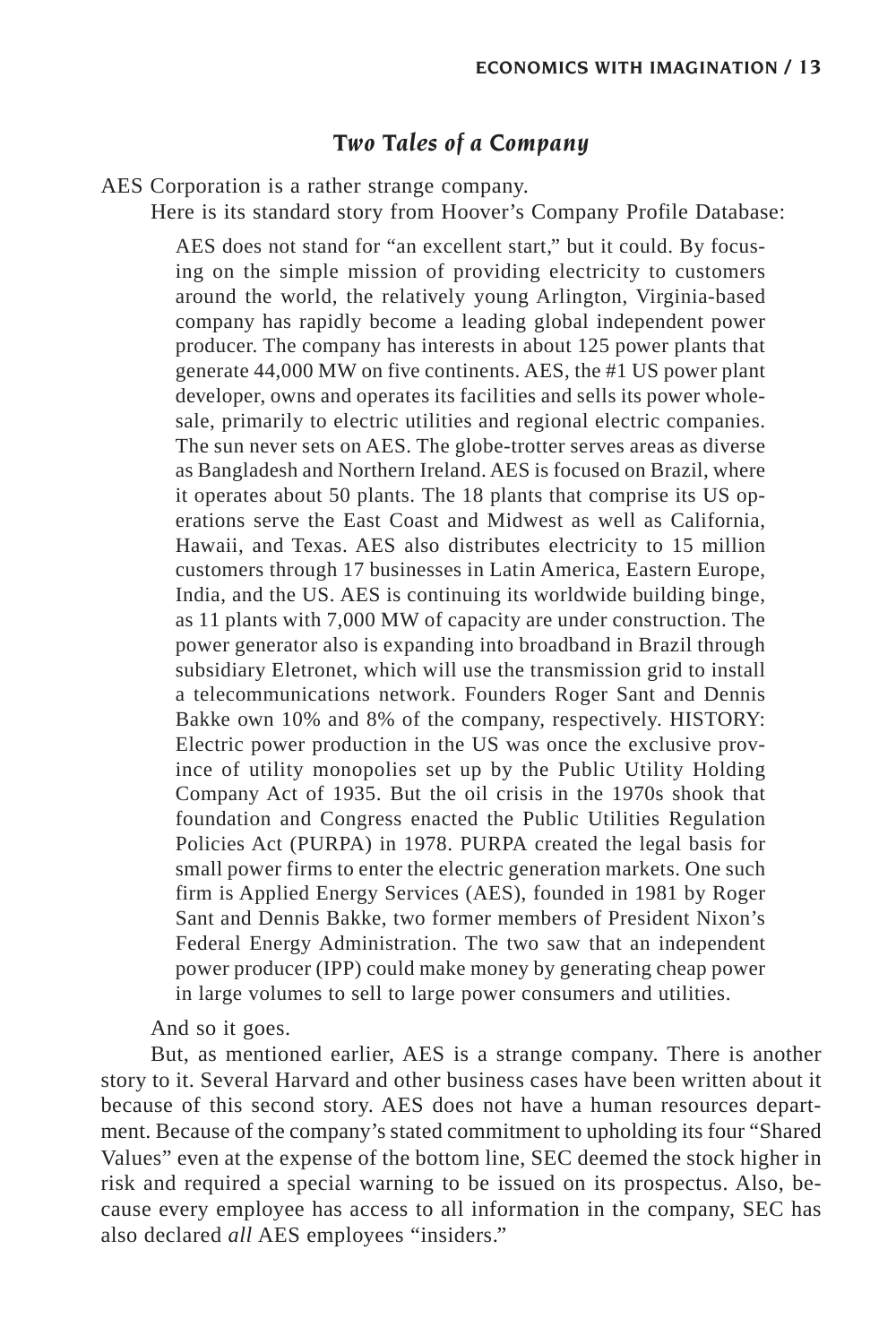## *Two Tales of a Company*

AES Corporation is a rather strange company.

Here is its standard story from Hoover's Company Profile Database:

> AES does not stand for "an excellent start," but it could. By focusing on the simple mission of providing electricity to customers around the world, the relatively young Arlington, Virginia-based company has rapidly become a leading global independent power producer. The company has interests in about 125 power plants that generate 44,000 MW on five continents. AES, the #1 US power plant developer, owns and operates its facilities and sells its power wholesale, primarily to electric utilities and regional electric companies. The sun never sets on AES. The globe-trotter serves areas as diverse as Bangladesh and Northern Ireland. AES is focused on Brazil, where it operates about 50 plants. The 18 plants that comprise its US operations serve the East Coast and Midwest as well as California, Hawaii, and Texas. AES also distributes electricity to 15 million customers through 17 businesses in Latin America, Eastern Europe, India, and the US. AES is continuing its worldwide building binge, as 11 plants with 7,000 MW of capacity are under construction. The power generator also is expanding into broadband in Brazil through subsidiary Eletronet, which will use the transmission grid to install a telecommunications network. Founders Roger Sant and Dennis Bakke own 10% and 8% of the company, respectively. HISTORY: Electric power production in the US was once the exclusive province of utility monopolies set up by the Public Utility Holding Company Act of 1935. But the oil crisis in the 1970s shook that foundation and Congress enacted the Public Utilities Regulation Policies Act (PURPA) in 1978. PURPA created the legal basis for small power firms to enter the electric generation markets. One such firm is Applied Energy Services (AES), founded in 1981 by Roger Sant and Dennis Bakke, two former members of President Nixon's Federal Energy Administration. The two saw that an independent power producer (IPP) could make money by generating cheap power in large volumes to sell to large power consumers and utilities.

And so it goes.

But, as mentioned earlier, AES is a strange company. There is another story to it. Several Harvard and other business cases have been written about it because of this second story. AES does not have a human resources department. Because of the company's stated commitment to upholding its four "Shared Values" even at the expense of the bottom line, SEC deemed the stock higher in risk and required a special warning to be issued on its prospectus. Also, because every employee has access to all information in the company, SEC has also declared *all* AES employees "insiders."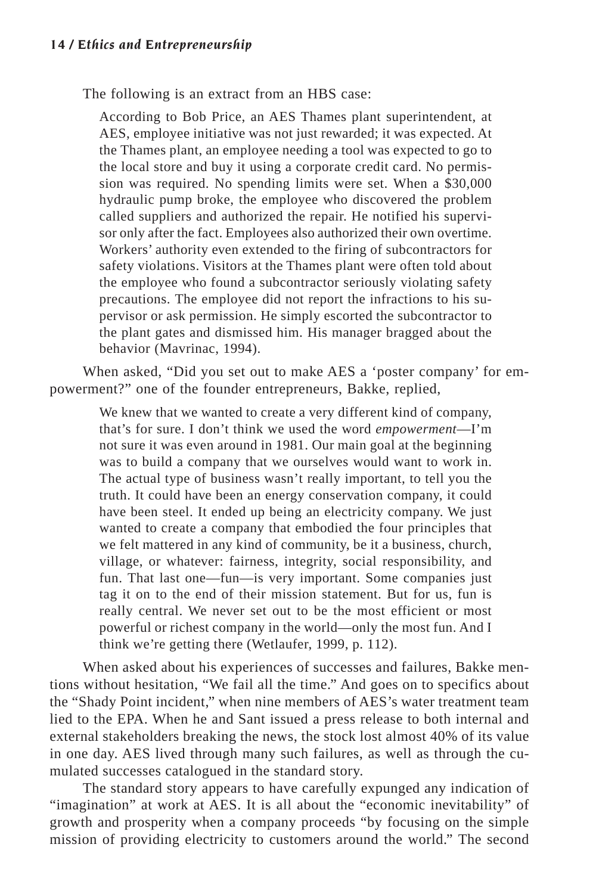The following is an extract from an HBS case:

> According to Bob Price, an AES Thames plant superintendent, at AES, employee initiative was not just rewarded; it was expected. At the Thames plant, an employee needing a tool was expected to go to the local store and buy it using a corporate credit card. No permission was required. No spending limits were set. When a $30,000 hydraulic pump broke, the employee who discovered the problem called suppliers and authorized the repair. He notified his supervisor only after the fact. Employees also authorized their own overtime. Workers' authority even extended to the firing of subcontractors for safety violations. Visitors at the Thames plant were often told about the employee who found a subcontractor seriously violating safety precautions. The employee did not report the infractions to his supervisor or ask permission. He simply escorted the subcontractor to the plant gates and dismissed him. His manager bragged about the behavior (Mavrinac, 1994).

When asked, "Did you set out to make AES a 'poster company' for empowerment?" one of the founder entrepreneurs, Bakke, replied,

> We knew that we wanted to create a very different kind of company, that's for sure. I don't think we used the word *empowerment*—I'm not sure it was even around in 1981. Our main goal at the beginning was to build a company that we ourselves would want to work in. The actual type of business wasn't really important, to tell you the truth. It could have been an energy conservation company, it could have been steel. It ended up being an electricity company. We just wanted to create a company that embodied the four principles that we felt mattered in any kind of community, be it a business, church, village, or whatever: fairness, integrity, social responsibility, and fun. That last one—fun—is very important. Some companies just tag it on to the end of their mission statement. But for us, fun is really central. We never set out to be the most efficient or most powerful or richest company in the world—only the most fun. And I think we're getting there (Wetlaufer, 1999, p. 112).

When asked about his experiences of successes and failures, Bakke mentions without hesitation, "We fail all the time." And goes on to specifics about the "Shady Point incident," when nine members of AES's water treatment team lied to the EPA. When he and Sant issued a press release to both internal and external stakeholders breaking the news, the stock lost almost 40% of its value in one day. AES lived through many such failures, as well as through the cumulated successes catalogued in the standard story.

The standard story appears to have carefully expunged any indication of "imagination" at work at AES. It is all about the "economic inevitability" of growth and prosperity when a company proceeds "by focusing on the simple mission of providing electricity to customers around the world." The second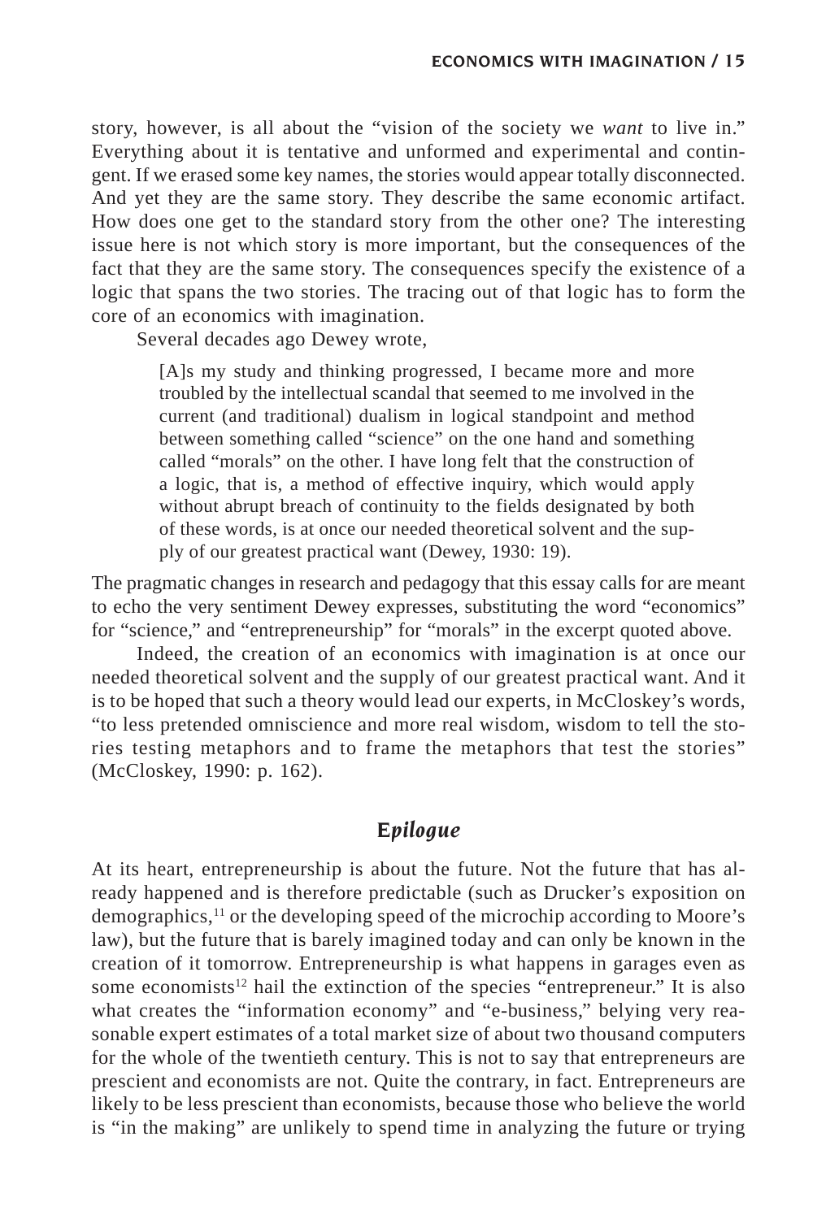story, however, is all about the "vision of the society we *want* to live in." Everything about it is tentative and unformed and experimental and contingent. If we erased some key names, the stories would appear totally disconnected. And yet they are the same story. They describe the same economic artifact. How does one get to the standard story from the other one? The interesting issue here is not which story is more important, but the consequences of the fact that they are the same story. The consequences specify the existence of a logic that spans the two stories. The tracing out of that logic has to form the core of an economics with imagination.

Several decades ago Dewey wrote,

> [A]s my study and thinking progressed, I became more and more troubled by the intellectual scandal that seemed to me involved in the current (and traditional) dualism in logical standpoint and method between something called "science" on the one hand and something called "morals" on the other. I have long felt that the construction of a logic, that is, a method of effective inquiry, which would apply without abrupt breach of continuity to the fields designated by both of these words, is at once our needed theoretical solvent and the supply of our greatest practical want (Dewey, 1930: 19).

The pragmatic changes in research and pedagogy that this essay calls for are meant to echo the very sentiment Dewey expresses, substituting the word "economics" for "science," and "entrepreneurship" for "morals" in the excerpt quoted above.

Indeed, the creation of an economics with imagination is at once our needed theoretical solvent and the supply of our greatest practical want. And it is to be hoped that such a theory would lead our experts, in McCloskey's words, "to less pretended omniscience and more real wisdom, wisdom to tell the stories testing metaphors and to frame the metaphors that test the stories" (McCloskey, 1990: p. 162).

## Epilogue

At its heart, entrepreneurship is about the future. Not the future that has already happened and is therefore predictable (such as Drucker's exposition on demographics,[11] or the developing speed of the microchip according to Moore's law), but the future that is barely imagined today and can only be known in the creation of it tomorrow. Entrepreneurship is what happens in garages even as some economists[12] hail the extinction of the species "entrepreneur." It is also what creates the "information economy" and "e-business," belying very reasonable expert estimates of a total market size of about two thousand computers for the whole of the twentieth century. This is not to say that entrepreneurs are prescient and economists are not. Quite the contrary, in fact. Entrepreneurs are likely to be less prescient than economists, because those who believe the world is "in the making" are unlikely to spend time in analyzing the future or trying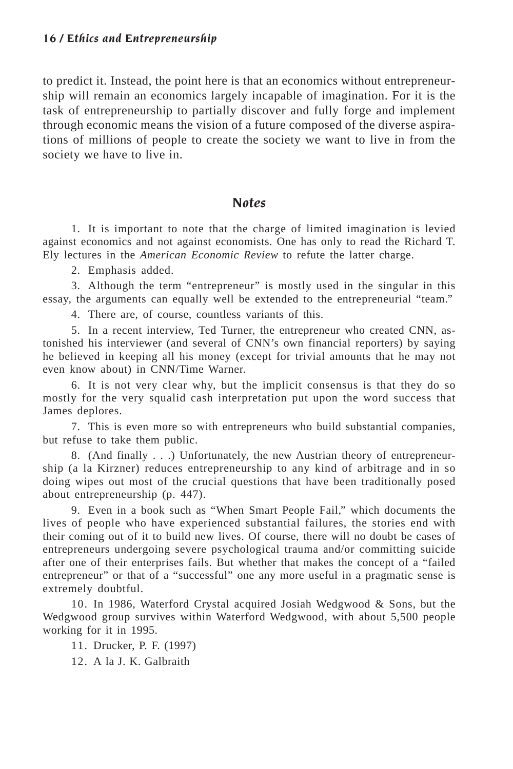to predict it. Instead, the point here is that an economics without entrepreneurship will remain an economics largely incapable of imagination. For it is the task of entrepreneurship to partially discover and fully forge and implement through economic means the vision of a future composed of the diverse aspirations of millions of people to create the society we want to live in from the society we have to live in.

## Notes

1. It is important to note that the charge of limited imagination is levied against economics and not against economists. One has only to read the Richard T. Ely lectures in the *American Economic Review* to refute the latter charge.

2. Emphasis added.

3. Although the term "entrepreneur" is mostly used in the singular in this essay, the arguments can equally well be extended to the entrepreneurial "team."

4. There are, of course, countless variants of this.

5. In a recent interview, Ted Turner, the entrepreneur who created CNN, astonished his interviewer (and several of CNN's own financial reporters) by saying he believed in keeping all his money (except for trivial amounts that he may not even know about) in CNN/Time Warner.

6. It is not very clear why, but the implicit consensus is that they do so mostly for the very squalid cash interpretation put upon the word success that James deplores.

7. This is even more so with entrepreneurs who build substantial companies, but refuse to take them public.

8. (And finally . . .) Unfortunately, the new Austrian theory of entrepreneurship (a la Kirzner) reduces entrepreneurship to any kind of arbitrage and in so doing wipes out most of the crucial questions that have been traditionally posed about entrepreneurship (p. 447).

9. Even in a book such as "When Smart People Fail," which documents the lives of people who have experienced substantial failures, the stories end with their coming out of it to build new lives. Of course, there will no doubt be cases of entrepreneurs undergoing severe psychological trauma and/or committing suicide after one of their enterprises fails. But whether that makes the concept of a "failed entrepreneur" or that of a "successful" one any more useful in a pragmatic sense is extremely doubtful.

10. In 1986, Waterford Crystal acquired Josiah Wedgwood & Sons, but the Wedgwood group survives within Waterford Wedgwood, with about 5,500 people working for it in 1995.

11. Drucker, P. F. (1997)

12. A la J. K. Galbraith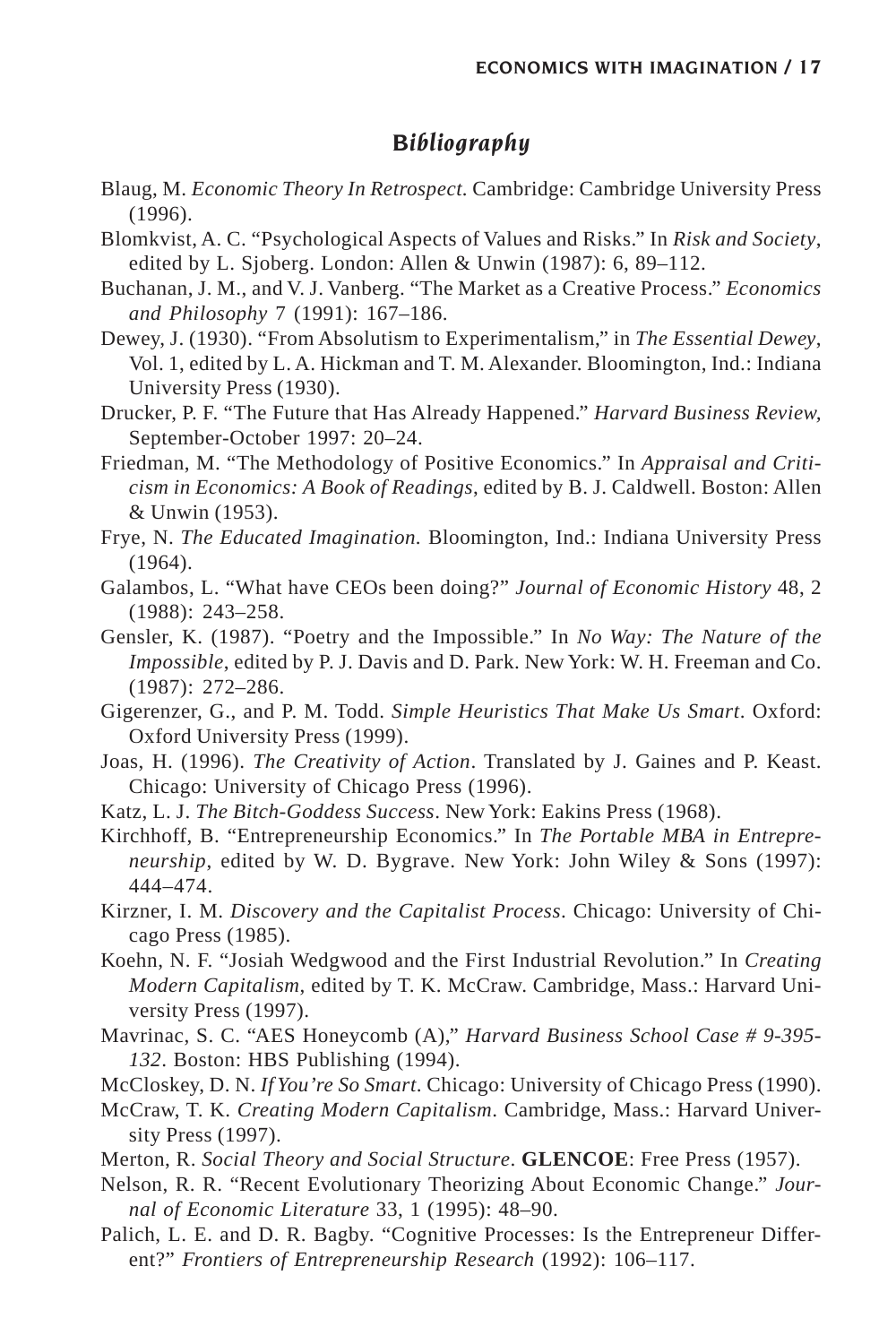## *Bibliography*

Blaug, M. *Economic Theory In Retrospect*. Cambridge: Cambridge University Press (1996).

Blomkvist, A. C. "Psychological Aspects of Values and Risks." In *Risk and Society*, edited by L. Sjoberg. London: Allen & Unwin (1987): 6, 89–112.

Buchanan, J. M., and V. J. Vanberg. "The Market as a Creative Process." *Economics and Philosophy* 7 (1991): 167–186.

Dewey, J. (1930). "From Absolutism to Experimentalism," in *The Essential Dewey*, Vol. 1, edited by L. A. Hickman and T. M. Alexander. Bloomington, Ind.: Indiana University Press (1930).

Drucker, P. F. "The Future that Has Already Happened." *Harvard Business Review*, September-October 1997: 20–24.

Friedman, M. "The Methodology of Positive Economics." In *Appraisal and Criticism in Economics: A Book of Readings*, edited by B. J. Caldwell. Boston: Allen & Unwin (1953).

Frye, N. *The Educated Imagination.* Bloomington, Ind.: Indiana University Press (1964).

Galambos, L. "What have CEOs been doing?" *Journal of Economic History* 48, 2 (1988): 243–258.

Gensler, K. (1987). "Poetry and the Impossible." In *No Way: The Nature of the Impossible*, edited by P. J. Davis and D. Park. New York: W. H. Freeman and Co. (1987): 272–286.

Gigerenzer, G., and P. M. Todd. *Simple Heuristics That Make Us Smart*. Oxford: Oxford University Press (1999).

Joas, H. (1996). *The Creativity of Action*. Translated by J. Gaines and P. Keast. Chicago: University of Chicago Press (1996).

Katz, L. J. *The Bitch-Goddess Success*. New York: Eakins Press (1968).

Kirchhoff, B. "Entrepreneurship Economics." In *The Portable MBA in Entrepreneurship*, edited by W. D. Bygrave. New York: John Wiley & Sons (1997): 444–474.

Kirzner, I. M. *Discovery and the Capitalist Process*. Chicago: University of Chicago Press (1985).

Koehn, N. F. "Josiah Wedgwood and the First Industrial Revolution." In *Creating Modern Capitalism*, edited by T. K. McCraw. Cambridge, Mass.: Harvard University Press (1997).

Mavrinac, S. C. "AES Honeycomb (A)," *Harvard Business School Case # 9-395-132*. Boston: HBS Publishing (1994).

McCloskey, D. N. *If You're So Smart*. Chicago: University of Chicago Press (1990).

McCraw, T. K. *Creating Modern Capitalism*. Cambridge, Mass.: Harvard University Press (1997).

Merton, R. *Social Theory and Social Structure*. **GLENCOE**: Free Press (1957).

Nelson, R. R. "Recent Evolutionary Theorizing About Economic Change." *Journal of Economic Literature* 33, 1 (1995): 48–90.

Palich, L. E. and D. R. Bagby. "Cognitive Processes: Is the Entrepreneur Different?" *Frontiers of Entrepreneurship Research* (1992): 106–117.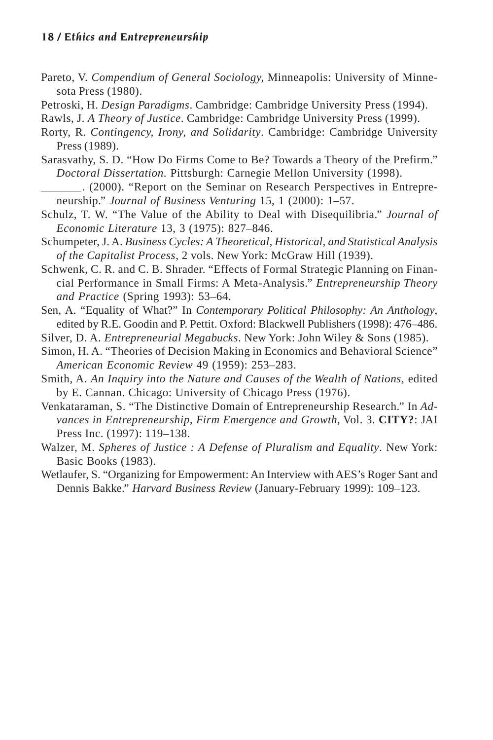Pareto, V. *Compendium of General Sociology*, Minneapolis: University of Minnesota Press (1980).

Petroski, H. *Design Paradigms*. Cambridge: Cambridge University Press (1994).

Rawls, J. *A Theory of Justice*. Cambridge: Cambridge University Press (1999).

Rorty, R. *Contingency, Irony, and Solidarity*. Cambridge: Cambridge University Press (1989).

Sarasvathy, S. D. "How Do Firms Come to Be? Towards a Theory of the Prefirm." *Doctoral Dissertation*. Pittsburgh: Carnegie Mellon University (1998).

_______. (2000). "Report on the Seminar on Research Perspectives in Entrepreneurship." *Journal of Business Venturing* 15, 1 (2000): 1–57.

Schulz, T. W. "The Value of the Ability to Deal with Disequilibria." *Journal of Economic Literature* 13, 3 (1975): 827–846.

Schumpeter, J. A. *Business Cycles: A Theoretical, Historical, and Statistical Analysis of the Capitalist Process*, 2 vols. New York: McGraw Hill (1939).

Schwenk, C. R. and C. B. Shrader. "Effects of Formal Strategic Planning on Financial Performance in Small Firms: A Meta-Analysis." *Entrepreneurship Theory and Practice* (Spring 1993): 53–64.

Sen, A. "Equality of What?" In *Contemporary Political Philosophy: An Anthology*, edited by R.E. Goodin and P. Pettit. Oxford: Blackwell Publishers (1998): 476–486.

Silver, D. A. *Entrepreneurial Megabucks*. New York: John Wiley & Sons (1985).

Simon, H. A. "Theories of Decision Making in Economics and Behavioral Science" *American Economic Review* 49 (1959): 253–283.

Smith, A. *An Inquiry into the Nature and Causes of the Wealth of Nations*, edited by E. Cannan. Chicago: University of Chicago Press (1976).

Venkataraman, S. "The Distinctive Domain of Entrepreneurship Research." In *Advances in Entrepreneurship, Firm Emergence and Growth*, Vol. 3. **CITY?**: JAI Press Inc. (1997): 119–138.

Walzer, M. *Spheres of Justice : A Defense of Pluralism and Equality*. New York: Basic Books (1983).

Wetlaufer, S. "Organizing for Empowerment: An Interview with AES's Roger Sant and Dennis Bakke." *Harvard Business Review* (January-February 1999): 109–123.